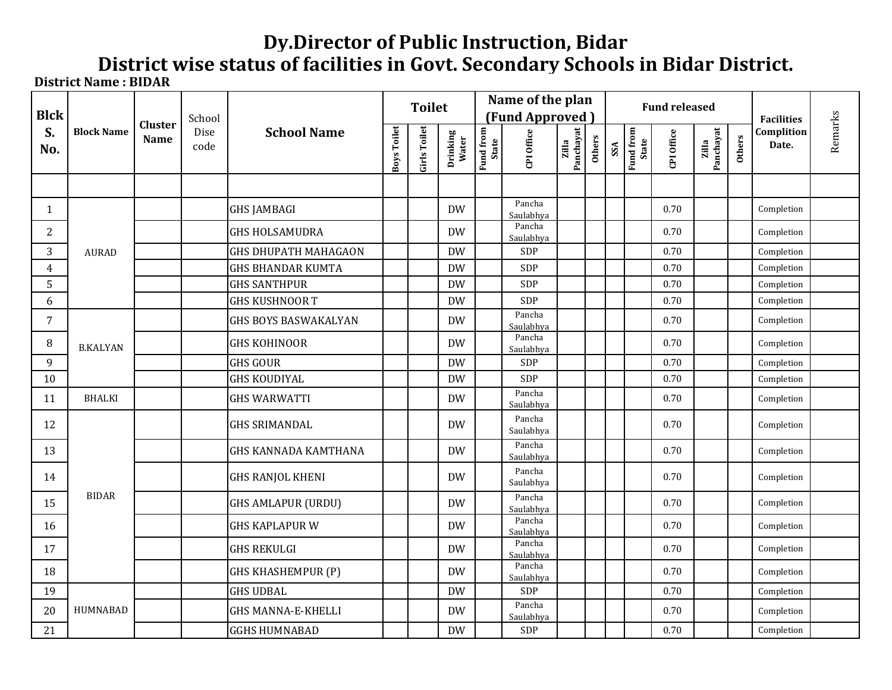# Dy.Director of Public Instruction, Bidar

## District wise status of facilities in Govt. Secondary Schools in Bidar District.

**District Name : BIDAR**

| Blck S. No. | Block Name | Cluster Name | School Dise code | School Name | Toilet | | | Name of the plan (Fund Approved ) | | | | Fund released | | | | | Facilities Complition Date. | Remarks |
|---|---|---|---|---|---|---|---|---|---|---|---|---|---|---|---|---|---|---|
| | | | | | Boys Toilet | Girls Toilet | Drinking Water | Fund from State | CPI Office | Zilla Panchayat | Others | SSA | Fund from State | CPI Office | Zilla Panchayat | Others | | |
| | | | | | | | | | | | | | | | | | | |
| 1 | AURAD | | | GHS JAMBAGI | | | DW | | Pancha Saulabhya | | | | | 0.70 | | | Completion | |
| 2 | | | | GHS HOLSAMUDRA | | | DW | | Pancha Saulabhya | | | | | 0.70 | | | Completion | |
| 3 | | | | GHS DHUPATH MAHAGAON | | | DW | | SDP | | | | | 0.70 | | | Completion | |
| 4 | | | | GHS BHANDAR KUMTA | | | DW | | SDP | | | | | 0.70 | | | Completion | |
| 5 | | | | GHS SANTHPUR | | | DW | | SDP | | | | | 0.70 | | | Completion | |
| 6 | | | | GHS KUSHNOOR T | | | DW | | SDP | | | | | 0.70 | | | Completion | |
| 7 | B.KALYAN | | | GHS BOYS BASWAKALYAN | | | DW | | Pancha Saulabhya | | | | | 0.70 | | | Completion | |
| 8 | | | | GHS KOHINOOR | | | DW | | Pancha Saulabhya | | | | | 0.70 | | | Completion | |
| 9 | | | | GHS GOUR | | | DW | | SDP | | | | | 0.70 | | | Completion | |
| 10 | | | | GHS KOUDIYAL | | | DW | | SDP | | | | | 0.70 | | | Completion | |
| 11 | BHALKI | | | GHS WARWATTI | | | DW | | Pancha Saulabhya | | | | | 0.70 | | | Completion | |
| 12 | BIDAR | | | GHS SRIMANDAL | | | DW | | Pancha Saulabhya | | | | | 0.70 | | | Completion | |
| 13 | | | | GHS KANNADA KAMTHANA | | | DW | | Pancha Saulabhya | | | | | 0.70 | | | Completion | |
| 14 | | | | GHS RANJOL KHENI | | | DW | | Pancha Saulabhya | | | | | 0.70 | | | Completion | |
| 15 | | | | GHS AMLAPUR (URDU) | | | DW | | Pancha Saulabhya | | | | | 0.70 | | | Completion | |
| 16 | | | | GHS KAPLAPUR W | | | DW | | Pancha Saulabhya | | | | | 0.70 | | | Completion | |
| 17 | | | | GHS REKULGI | | | DW | | Pancha Saulabhya | | | | | 0.70 | | | Completion | |
| 18 | | | | GHS KHASHEMPUR (P) | | | DW | | Pancha Saulabhya | | | | | 0.70 | | | Completion | |
| 19 | HUMNABAD | | | GHS UDBAL | | | DW | | SDP | | | | | 0.70 | | | Completion | |
| 20 | | | | GHS MANNA-E-KHELLI | | | DW | | Pancha Saulabhya | | | | | 0.70 | | | Completion | |
| 21 | | | | GGHS HUMNABAD | | | DW | | SDP | | | | | 0.70 | | | Completion | |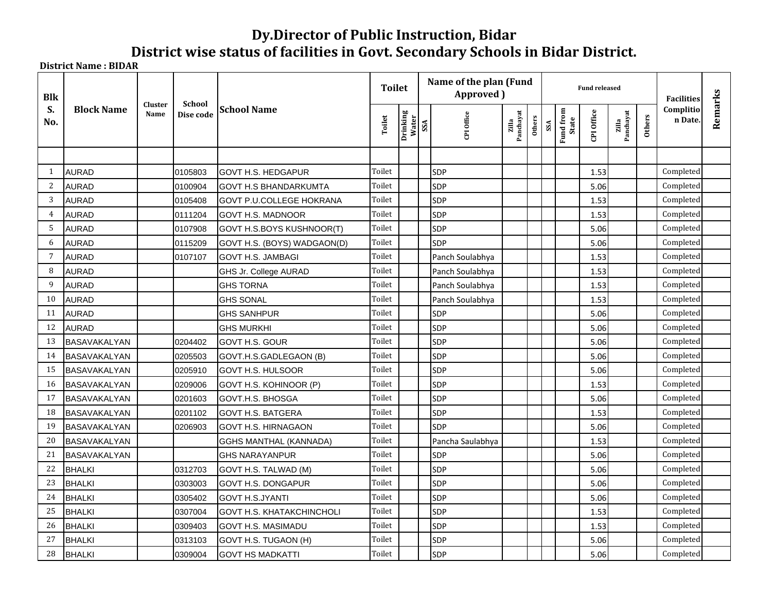# Dy.Director of Public Instruction, Bidar

## District wise status of facilities in Govt. Secondary Schools in Bidar District.

**District Name : BIDAR**

| Blk S. No. | Block Name | Cluster Name | School Dise code | School Name | Toilet | | Name of the plan (Fund Approved ) | | | | Fund released | | | | | Facilities Complition Date. | Remarks |
|---|---|---|---|---|---|---|---|---|---|---|---|---|---|---|---|---|---|
| | | | | | Toilet | Drinking Water | SSA | CPI Office | Zilla Panchayat | Others | SSA | Fund from State | CPI Office | Zilla Panchayat | Others | | |
| | | | | | | | | | | | | | | | | | |
| 1 | AURAD | | 0105803 | GOVT H.S. HEDGAPUR | Toilet | | | SDP | | | | | 1.53 | | | Completed | |
| 2 | AURAD | | 0100904 | GOVT H.S BHANDARKUMTA | Toilet | | | SDP | | | | | 5.06 | | | Completed | |
| 3 | AURAD | | 0105408 | GOVT P.U.COLLEGE HOKRANA | Toilet | | | SDP | | | | | 1.53 | | | Completed | |
| 4 | AURAD | | 0111204 | GOVT H.S. MADNOOR | Toilet | | | SDP | | | | | 1.53 | | | Completed | |
| 5 | AURAD | | 0107908 | GOVT H.S.BOYS KUSHNOOR(T) | Toilet | | | SDP | | | | | 5.06 | | | Completed | |
| 6 | AURAD | | 0115209 | GOVT H.S. (BOYS) WADGAON(D) | Toilet | | | SDP | | | | | 5.06 | | | Completed | |
| 7 | AURAD | | 0107107 | GOVT H.S. JAMBAGI | Toilet | | | Panch Soulabhya | | | | | 1.53 | | | Completed | |
| 8 | AURAD | | | GHS Jr. College AURAD | Toilet | | | Panch Soulabhya | | | | | 1.53 | | | Completed | |
| 9 | AURAD | | | GHS TORNA | Toilet | | | Panch Soulabhya | | | | | 1.53 | | | Completed | |
| 10 | AURAD | | | GHS SONAL | Toilet | | | Panch Soulabhya | | | | | 1.53 | | | Completed | |
| 11 | AURAD | | | GHS SANHPUR | Toilet | | | SDP | | | | | 5.06 | | | Completed | |
| 12 | AURAD | | | GHS MURKHI | Toilet | | | SDP | | | | | 5.06 | | | Completed | |
| 13 | BASAVAKALYAN | | 0204402 | GOVT H.S. GOUR | Toilet | | | SDP | | | | | 5.06 | | | Completed | |
| 14 | BASAVAKALYAN | | 0205503 | GOVT.H.S.GADLEGAON (B) | Toilet | | | SDP | | | | | 5.06 | | | Completed | |
| 15 | BASAVAKALYAN | | 0205910 | GOVT H.S. HULSOOR | Toilet | | | SDP | | | | | 5.06 | | | Completed | |
| 16 | BASAVAKALYAN | | 0209006 | GOVT H.S. KOHINOOR (P) | Toilet | | | SDP | | | | | 1.53 | | | Completed | |
| 17 | BASAVAKALYAN | | 0201603 | GOVT.H.S. BHOSGA | Toilet | | | SDP | | | | | 5.06 | | | Completed | |
| 18 | BASAVAKALYAN | | 0201102 | GOVT H.S. BATGERA | Toilet | | | SDP | | | | | 1.53 | | | Completed | |
| 19 | BASAVAKALYAN | | 0206903 | GOVT H.S. HIRNAGAON | Toilet | | | SDP | | | | | 5.06 | | | Completed | |
| 20 | BASAVAKALYAN | | | GGHS MANTHAL (KANNADA) | Toilet | | | Pancha Saulabhya | | | | | 1.53 | | | Completed | |
| 21 | BASAVAKALYAN | | | GHS NARAYANPUR | Toilet | | | SDP | | | | | 5.06 | | | Completed | |
| 22 | BHALKI | | 0312703 | GOVT H.S. TALWAD (M) | Toilet | | | SDP | | | | | 5.06 | | | Completed | |
| 23 | BHALKI | | 0303003 | GOVT H.S. DONGAPUR | Toilet | | | SDP | | | | | 5.06 | | | Completed | |
| 24 | BHALKI | | 0305402 | GOVT H.S.JYANTI | Toilet | | | SDP | | | | | 5.06 | | | Completed | |
| 25 | BHALKI | | 0307004 | GOVT H.S. KHATAKCHINCHOLI | Toilet | | | SDP | | | | | 1.53 | | | Completed | |
| 26 | BHALKI | | 0309403 | GOVT H.S. MASIMADU | Toilet | | | SDP | | | | | 1.53 | | | Completed | |
| 27 | BHALKI | | 0313103 | GOVT H.S. TUGAON (H) | Toilet | | | SDP | | | | | 5.06 | | | Completed | |
| 28 | BHALKI | | 0309004 | GOVT HS MADKATTI | Toilet | | | SDP | | | | | 5.06 | | | Completed | |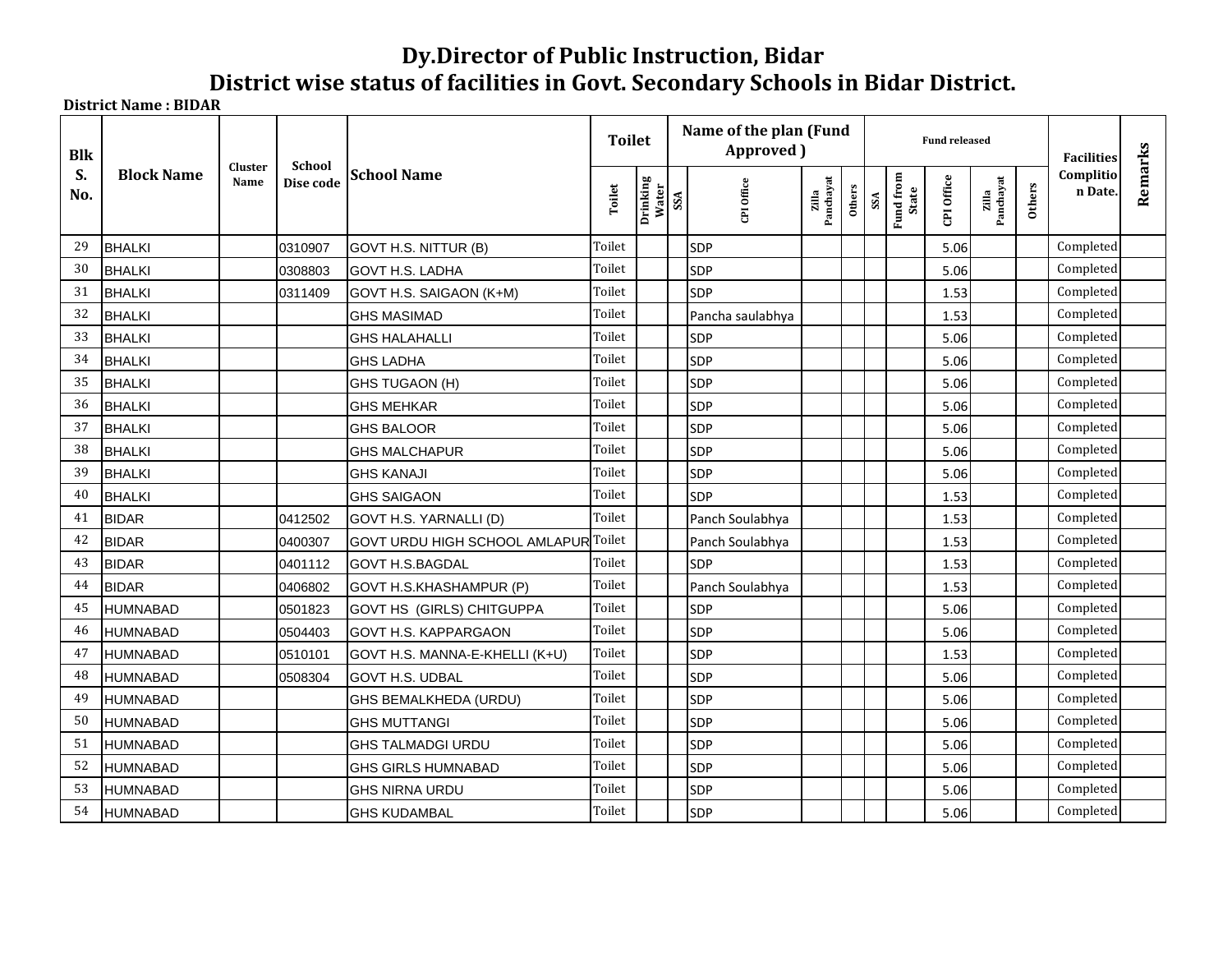# Dy.Director of Public Instruction, Bidar

## District wise status of facilities in Govt. Secondary Schools in Bidar District.

**District Name : BIDAR**

| Blk S. No. | Block Name | Cluster Name | School Dise code | School Name | Toilet | | | Name of the plan (Fund Approved ) | | | Fund released | | | | | Facilities Completion Date. | Remarks |
|---|---|---|---|---|---|---|---|---|---|---|---|---|---|---|---|---|---|
| | | | | | Toilet | Drinking Water | SSA | CPI Office | Zilla Panchayat | Others | SSA | Fund from State | CPI Office | Zilla Panchayat | Others | | |
| 29 | BHALKI | | 0310907 | GOVT H.S. NITTUR (B) | Toilet | | | SDP | | | | | 5.06 | | | Completed | |
| 30 | BHALKI | | 0308803 | GOVT H.S. LADHA | Toilet | | | SDP | | | | | 5.06 | | | Completed | |
| 31 | BHALKI | | 0311409 | GOVT H.S. SAIGAON (K+M) | Toilet | | | SDP | | | | | 1.53 | | | Completed | |
| 32 | BHALKI | | | GHS MASIMAD | Toilet | | | Pancha saulabhya | | | | | 1.53 | | | Completed | |
| 33 | BHALKI | | | GHS HALAHALLI | Toilet | | | SDP | | | | | 5.06 | | | Completed | |
| 34 | BHALKI | | | GHS LADHA | Toilet | | | SDP | | | | | 5.06 | | | Completed | |
| 35 | BHALKI | | | GHS TUGAON (H) | Toilet | | | SDP | | | | | 5.06 | | | Completed | |
| 36 | BHALKI | | | GHS MEHKAR | Toilet | | | SDP | | | | | 5.06 | | | Completed | |
| 37 | BHALKI | | | GHS BALOOR | Toilet | | | SDP | | | | | 5.06 | | | Completed | |
| 38 | BHALKI | | | GHS MALCHAPUR | Toilet | | | SDP | | | | | 5.06 | | | Completed | |
| 39 | BHALKI | | | GHS KANAJI | Toilet | | | SDP | | | | | 5.06 | | | Completed | |
| 40 | BHALKI | | | GHS SAIGAON | Toilet | | | SDP | | | | | 1.53 | | | Completed | |
| 41 | BIDAR | | 0412502 | GOVT H.S. YARNALLI (D) | Toilet | | | Panch Soulabhya | | | | | 1.53 | | | Completed | |
| 42 | BIDAR | | 0400307 | GOVT URDU HIGH SCHOOL AMLAPUR | Toilet | | | Panch Soulabhya | | | | | 1.53 | | | Completed | |
| 43 | BIDAR | | 0401112 | GOVT H.S.BAGDAL | Toilet | | | SDP | | | | | 1.53 | | | Completed | |
| 44 | BIDAR | | 0406802 | GOVT H.S.KHASHAMPUR (P) | Toilet | | | Panch Soulabhya | | | | | 1.53 | | | Completed | |
| 45 | HUMNABAD | | 0501823 | GOVT HS (GIRLS) CHITGUPPA | Toilet | | | SDP | | | | | 5.06 | | | Completed | |
| 46 | HUMNABAD | | 0504403 | GOVT H.S. KAPPARGAON | Toilet | | | SDP | | | | | 5.06 | | | Completed | |
| 47 | HUMNABAD | | 0510101 | GOVT H.S. MANNA-E-KHELLI (K+U) | Toilet | | | SDP | | | | | 1.53 | | | Completed | |
| 48 | HUMNABAD | | 0508304 | GOVT H.S. UDBAL | Toilet | | | SDP | | | | | 5.06 | | | Completed | |
| 49 | HUMNABAD | | | GHS BEMALKHEDA (URDU) | Toilet | | | SDP | | | | | 5.06 | | | Completed | |
| 50 | HUMNABAD | | | GHS MUTTANGI | Toilet | | | SDP | | | | | 5.06 | | | Completed | |
| 51 | HUMNABAD | | | GHS TALMADGI URDU | Toilet | | | SDP | | | | | 5.06 | | | Completed | |
| 52 | HUMNABAD | | | GHS GIRLS HUMNABAD | Toilet | | | SDP | | | | | 5.06 | | | Completed | |
| 53 | HUMNABAD | | | GHS NIRNA URDU | Toilet | | | SDP | | | | | 5.06 | | | Completed | |
| 54 | HUMNABAD | | | GHS KUDAMBAL | Toilet | | | SDP | | | | | 5.06 | | | Completed | |